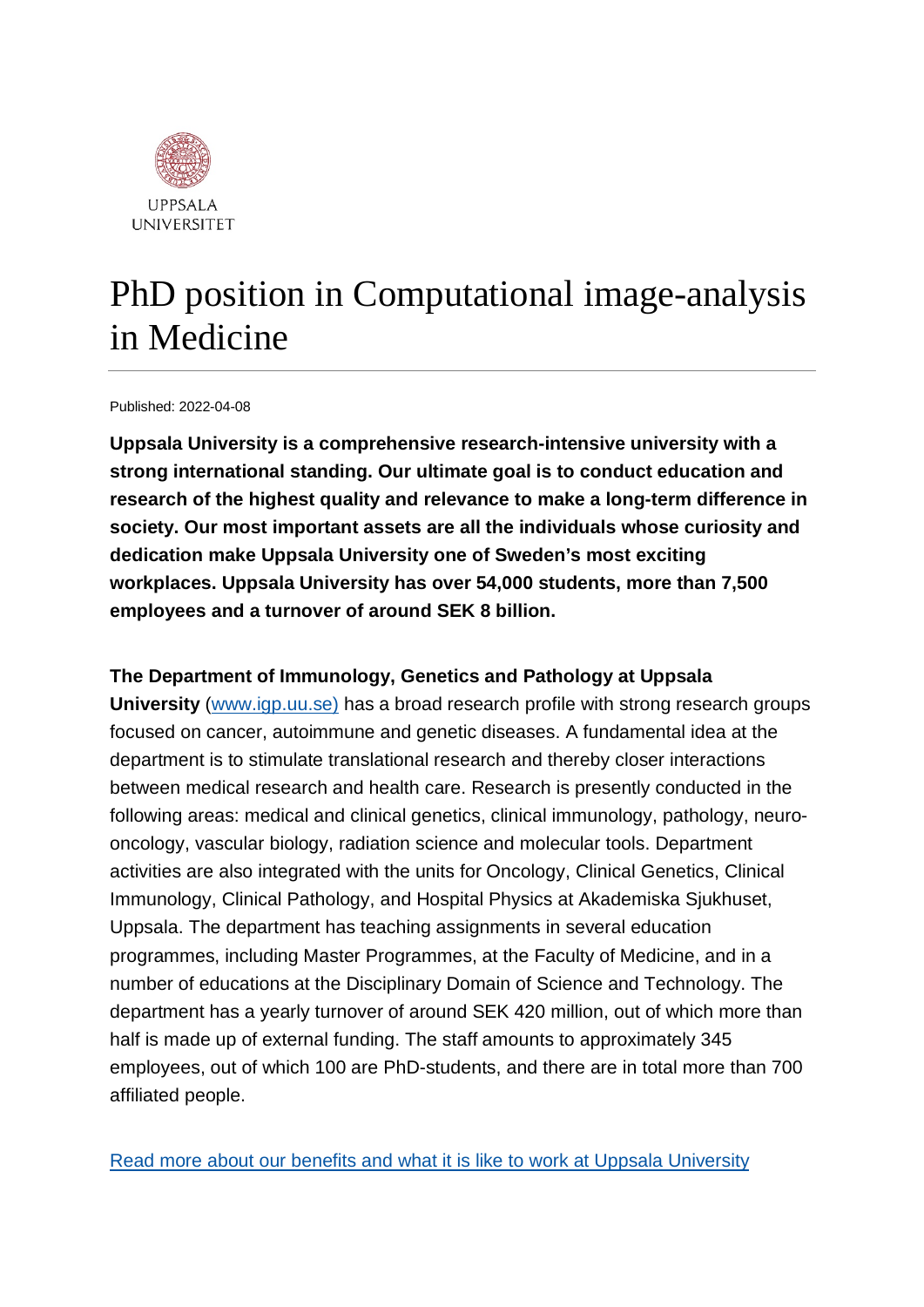UPPSALA UNIVERSITET

# PhD position in Computational image-analysis in Medicine

Published: 2022-04-08

**Uppsala University is a comprehensive research-intensive university with a strong international standing. Our ultimate goal is to conduct education and research of the highest quality and relevance to make a long-term difference in society. Our most important assets are all the individuals whose curiosity and dedication make Uppsala University one of Sweden's most exciting workplaces. Uppsala University has over 54,000 students, more than 7,500 employees and a turnover of around SEK 8 billion.**

**The Department of Immunology, Genetics and Pathology at Uppsala University** [(www.igp.uu.se)](http://www.igp.uu.se) has a broad research profile with strong research groups focused on cancer, autoimmune and genetic diseases. A fundamental idea at the department is to stimulate translational research and thereby closer interactions between medical research and health care. Research is presently conducted in the following areas: medical and clinical genetics, clinical immunology, pathology, neuro-oncology, vascular biology, radiation science and molecular tools. Department activities are also integrated with the units for Oncology, Clinical Genetics, Clinical Immunology, Clinical Pathology, and Hospital Physics at Akademiska Sjukhuset, Uppsala. The department has teaching assignments in several education programmes, including Master Programmes, at the Faculty of Medicine, and in a number of educations at the Disciplinary Domain of Science and Technology. The department has a yearly turnover of around SEK 420 million, out of which more than half is made up of external funding. The staff amounts to approximately 345 employees, out of which 100 are PhD-students, and there are in total more than 700 affiliated people.

Read more about our benefits and what it is like to work at Uppsala University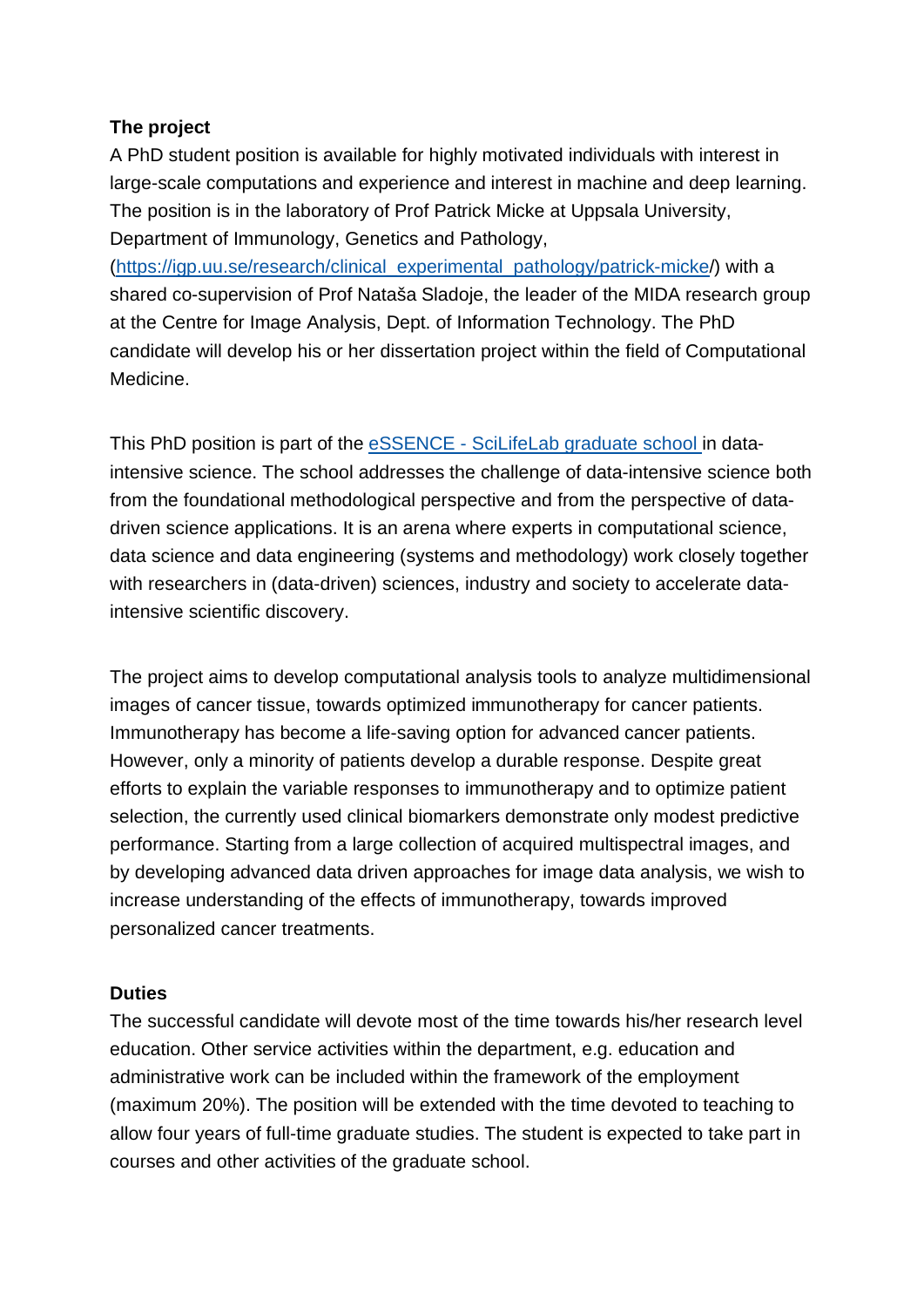**The project**

A PhD student position is available for highly motivated individuals with interest in large-scale computations and experience and interest in machine and deep learning. The position is in the laboratory of Prof Patrick Micke at Uppsala University, Department of Immunology, Genetics and Pathology, (https://igp.uu.se/research/clinical_experimental_pathology/patrick-micke/) with a shared co-supervision of Prof Nataša Sladoje, the leader of the MIDA research group at the Centre for Image Analysis, Dept. of Information Technology. The PhD candidate will develop his or her dissertation project within the field of Computational Medicine.

This PhD position is part of the eSSENCE - SciLifeLab graduate school in data-intensive science. The school addresses the challenge of data-intensive science both from the foundational methodological perspective and from the perspective of data-driven science applications. It is an arena where experts in computational science, data science and data engineering (systems and methodology) work closely together with researchers in (data-driven) sciences, industry and society to accelerate data-intensive scientific discovery.

The project aims to develop computational analysis tools to analyze multidimensional images of cancer tissue, towards optimized immunotherapy for cancer patients. Immunotherapy has become a life-saving option for advanced cancer patients. However, only a minority of patients develop a durable response. Despite great efforts to explain the variable responses to immunotherapy and to optimize patient selection, the currently used clinical biomarkers demonstrate only modest predictive performance. Starting from a large collection of acquired multispectral images, and by developing advanced data driven approaches for image data analysis, we wish to increase understanding of the effects of immunotherapy, towards improved personalized cancer treatments.

**Duties**

The successful candidate will devote most of the time towards his/her research level education. Other service activities within the department, e.g. education and administrative work can be included within the framework of the employment (maximum 20%). The position will be extended with the time devoted to teaching to allow four years of full-time graduate studies. The student is expected to take part in courses and other activities of the graduate school.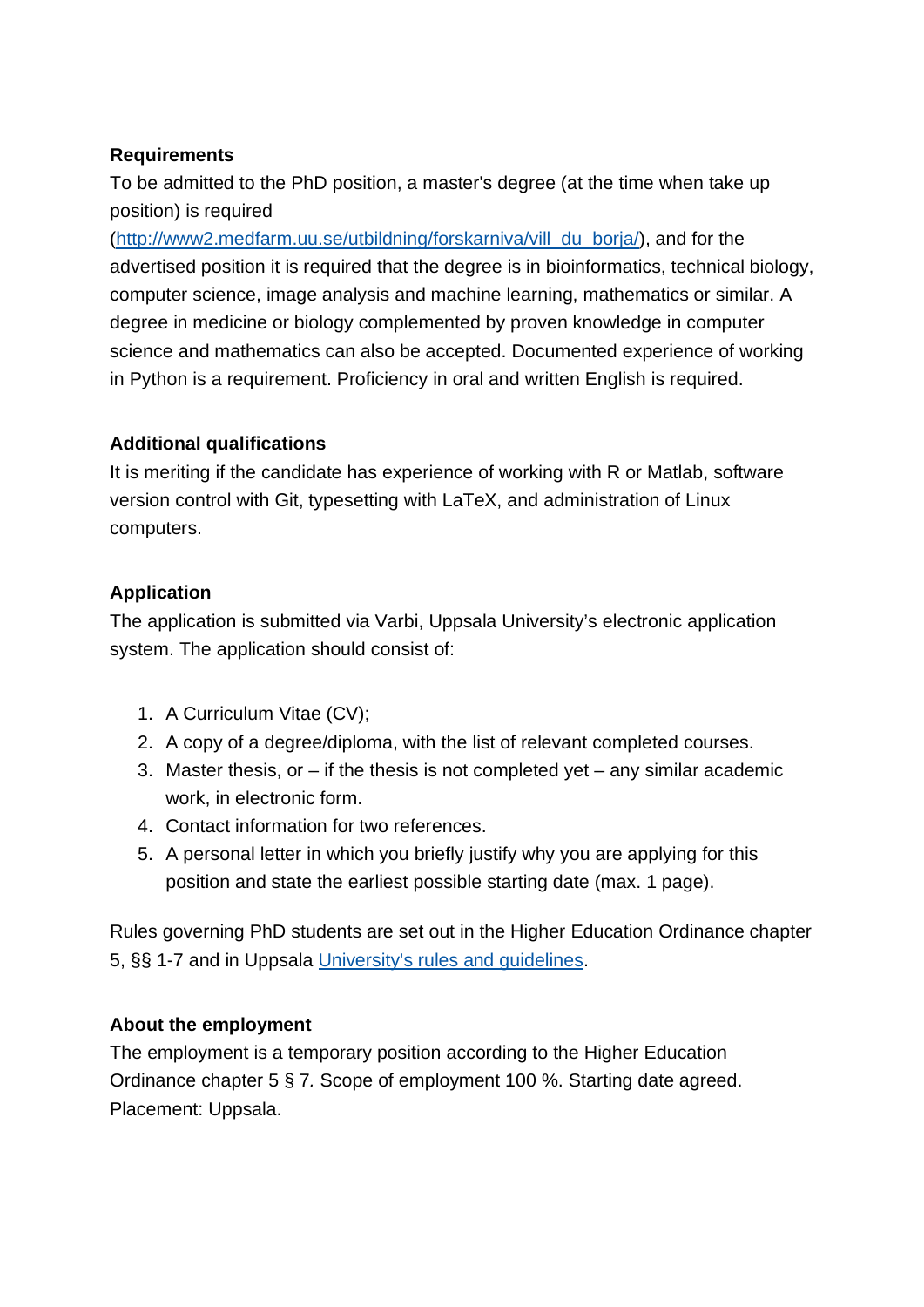**Requirements**

To be admitted to the PhD position, a master's degree (at the time when take up position) is required ([http://www2.medfarm.uu.se/utbildning/forskarniva/vill_du_borja/](http://www2.medfarm.uu.se/utbildning/forskarniva/vill_du_borja/)), and for the advertised position it is required that the degree is in bioinformatics, technical biology, computer science, image analysis and machine learning, mathematics or similar. A degree in medicine or biology complemented by proven knowledge in computer science and mathematics can also be accepted. Documented experience of working in Python is a requirement. Proficiency in oral and written English is required.

**Additional qualifications**

It is meriting if the candidate has experience of working with R or Matlab, software version control with Git, typesetting with LaTeX, and administration of Linux computers.

**Application**

The application is submitted via Varbi, Uppsala University's electronic application system. The application should consist of:

1. A Curriculum Vitae (CV);
2. A copy of a degree/diploma, with the list of relevant completed courses.
3. Master thesis, or – if the thesis is not completed yet – any similar academic work, in electronic form.
4. Contact information for two references.
5. A personal letter in which you briefly justify why you are applying for this position and state the earliest possible starting date (max. 1 page).

Rules governing PhD students are set out in the Higher Education Ordinance chapter 5, §§ 1-7 and in Uppsala University's rules and guidelines.

**About the employment**

The employment is a temporary position according to the Higher Education Ordinance chapter 5 § 7. Scope of employment 100 %. Starting date agreed. Placement: Uppsala.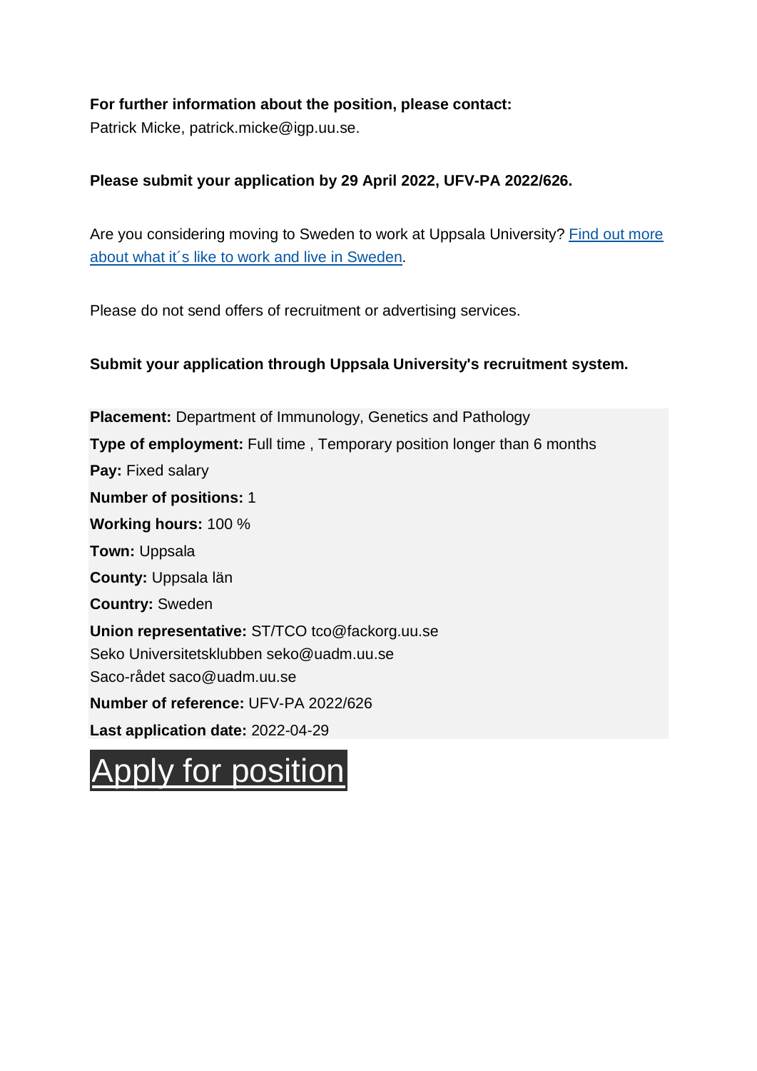**For further information about the position, please contact:**
Patrick Micke, patrick.micke@igp.uu.se.

**Please submit your application by 29 April 2022, UFV-PA 2022/626.**

Are you considering moving to Sweden to work at Uppsala University? Find out more about what it´s like to work and live in Sweden.

Please do not send offers of recruitment or advertising services.

**Submit your application through Uppsala University's recruitment system.**

**Placement:** Department of Immunology, Genetics and Pathology
**Type of employment:** Full time , Temporary position longer than 6 months
**Pay:** Fixed salary
**Number of positions:** 1
**Working hours:** 100 %
**Town:** Uppsala
**County:** Uppsala län
**Country:** Sweden
**Union representative:** ST/TCO tco@fackorg.uu.se
Seko Universitetsklubben seko@uadm.uu.se
Saco-rådet saco@uadm.uu.se
**Number of reference:** UFV-PA 2022/626
**Last application date:** 2022-04-29

Apply for position